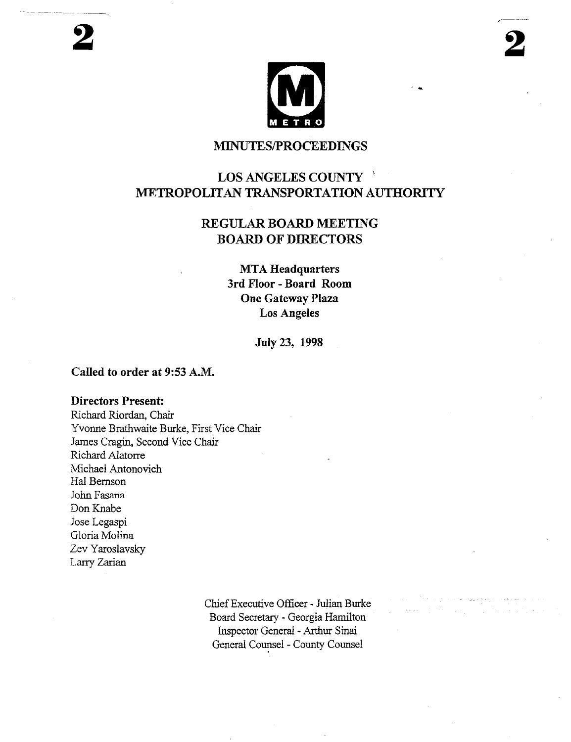# MINUTES/PROCEEDINGS

## LOS ANGELES COUNTY METROPOLITAN TRANSPORTATION AUTHORITY

## REGULAR BOARD MEETING BOARD OF DIRECTORS

**MTA Headquarters**
**3rd Floor - Board Room**
**One Gateway Plaza**
**Los Angeles**

**July 23, 1998**

**Called to order at 9:53 A.M.**

**Directors Present:**
Richard Riordan, Chair
Yvonne Brathwaite Burke, First Vice Chair
James Cragin, Second Vice Chair
Richard Alatorre
Michael Antonovich
Hal Bernson
John Fasana
Don Knabe
Jose Legaspi
Gloria Molina
Zev Yaroslavsky
Larry Zarian

Chief Executive Officer - Julian Burke
Board Secretary - Georgia Hamilton
Inspector General - Arthur Sinai
General Counsel - County Counsel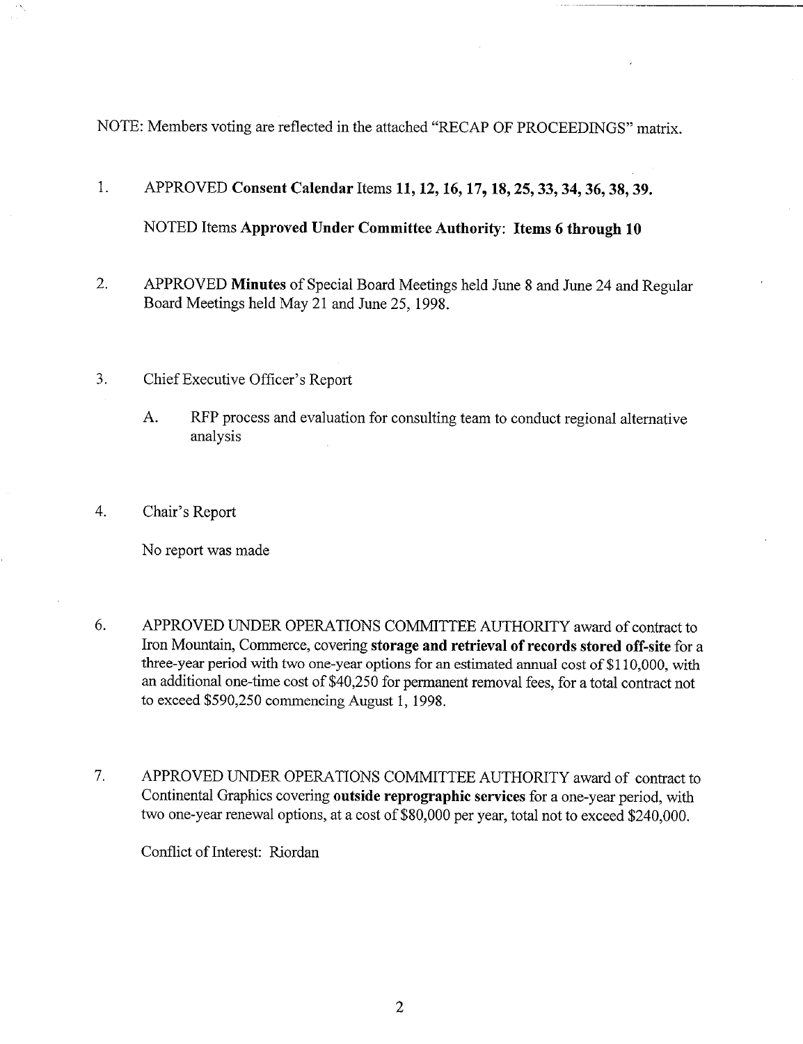NOTE: Members voting are reflected in the attached "RECAP OF PROCEEDINGS" matrix.

1. APPROVED **Consent Calendar** Items **11, 12, 16, 17, 18, 25, 33, 34, 36, 38, 39.**

   NOTED Items **Approved Under Committee Authority**: **Items 6 through 10**

2. APPROVED **Minutes** of Special Board Meetings held June 8 and June 24 and Regular Board Meetings held May 21 and June 25, 1998.

3. Chief Executive Officer's Report

   A. RFP process and evaluation for consulting team to conduct regional alternative analysis

4. Chair's Report

   No report was made

6. APPROVED UNDER OPERATIONS COMMITTEE AUTHORITY award of contract to Iron Mountain, Commerce, covering **storage and retrieval of records stored off-site** for a three-year period with two one-year options for an estimated annual cost of $110,000, with an additional one-time cost of $40,250 for permanent removal fees, for a total contract not to exceed $590,250 commencing August 1, 1998.

7. APPROVED UNDER OPERATIONS COMMITTEE AUTHORITY award of contract to Continental Graphics covering **outside reprographic services** for a one-year period, with two one-year renewal options, at a cost of $80,000 per year, total not to exceed $240,000.

   Conflict of Interest: Riordan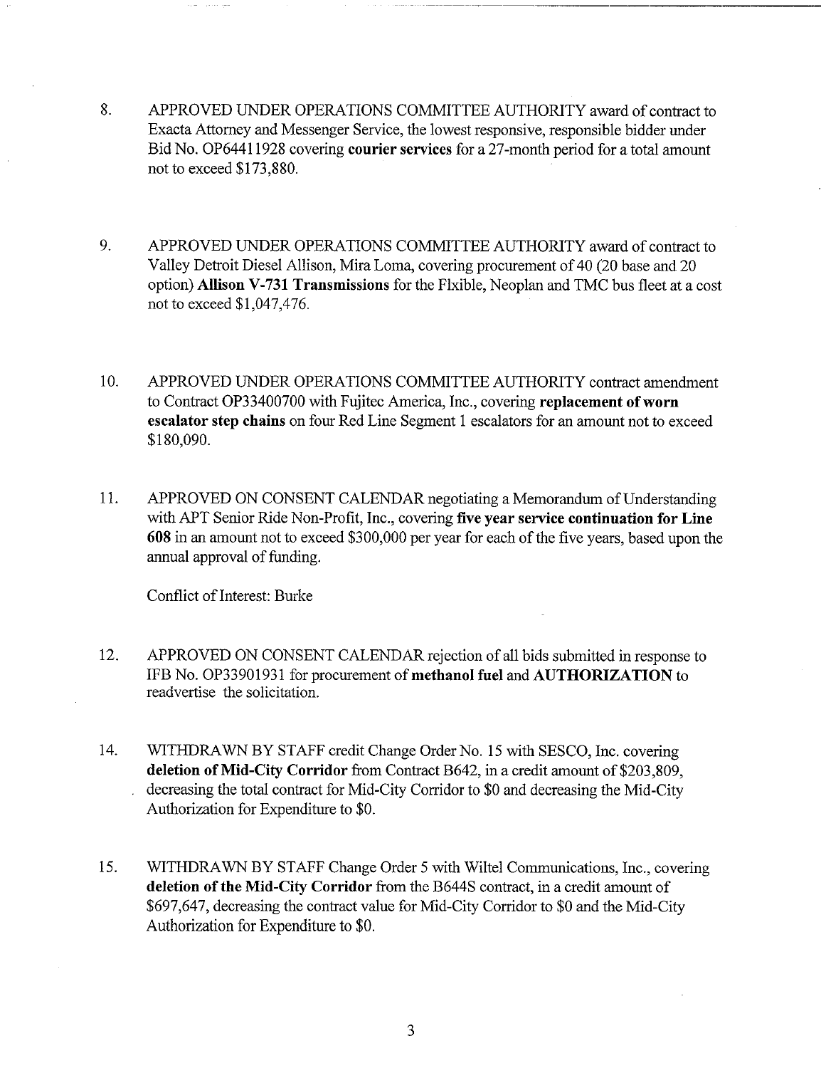8. APPROVED UNDER OPERATIONS COMMITTEE AUTHORITY award of contract to Exacta Attorney and Messenger Service, the lowest responsive, responsible bidder under Bid No. OP64411928 covering **courier services** for a 27-month period for a total amount not to exceed $173,880.

9. APPROVED UNDER OPERATIONS COMMITTEE AUTHORITY award of contract to Valley Detroit Diesel Allison, Mira Loma, covering procurement of 40 (20 base and 20 option) **Allison V-731 Transmissions** for the Flxible, Neoplan and TMC bus fleet at a cost not to exceed $1,047,476.

10. APPROVED UNDER OPERATIONS COMMITTEE AUTHORITY contract amendment to Contract OP33400700 with Fujitec America, Inc., covering **replacement of worn escalator step chains** on four Red Line Segment 1 escalators for an amount not to exceed $180,090.

11. APPROVED ON CONSENT CALENDAR negotiating a Memorandum of Understanding with APT Senior Ride Non-Profit, Inc., covering **five year service continuation for Line 608** in an amount not to exceed $300,000 per year for each of the five years, based upon the annual approval of funding.

    Conflict of Interest: Burke

12. APPROVED ON CONSENT CALENDAR rejection of all bids submitted in response to IFB No. OP33901931 for procurement of **methanol fuel** and **AUTHORIZATION** to readvertise the solicitation.

14. WITHDRAWN BY STAFF credit Change Order No. 15 with SESCO, Inc. covering **deletion of Mid-City Corridor** from Contract B642, in a credit amount of $203,809, decreasing the total contract for Mid-City Corridor to $0 and decreasing the Mid-City Authorization for Expenditure to $0.

15. WITHDRAWN BY STAFF Change Order 5 with Wiltel Communications, Inc., covering **deletion of the Mid-City Corridor** from the B644S contract, in a credit amount of $697,647, decreasing the contract value for Mid-City Corridor to $0 and the Mid-City Authorization for Expenditure to $0.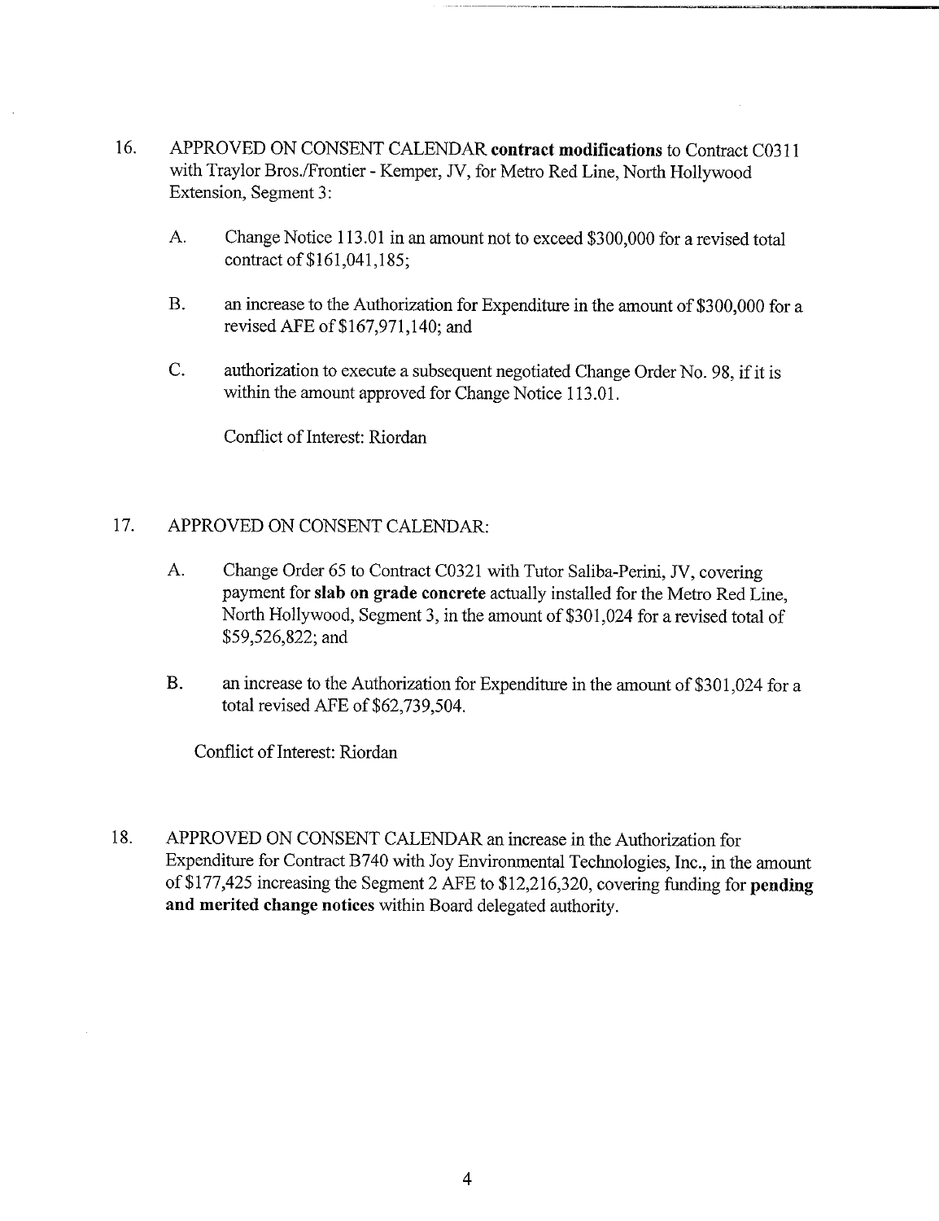16. APPROVED ON CONSENT CALENDAR **contract modifications** to Contract C0311 with Traylor Bros./Frontier - Kemper, JV, for Metro Red Line, North Hollywood Extension, Segment 3:

    A. Change Notice 113.01 in an amount not to exceed $300,000 for a revised total contract of $161,041,185;

    B. an increase to the Authorization for Expenditure in the amount of $300,000 for a revised AFE of $167,971,140; and

    C. authorization to execute a subsequent negotiated Change Order No. 98, if it is within the amount approved for Change Notice 113.01.

    Conflict of Interest: Riordan

17. APPROVED ON CONSENT CALENDAR:

    A. Change Order 65 to Contract C0321 with Tutor Saliba-Perini, JV, covering payment for **slab on grade concrete** actually installed for the Metro Red Line, North Hollywood, Segment 3, in the amount of $301,024 for a revised total of $59,526,822; and

    B. an increase to the Authorization for Expenditure in the amount of $301,024 for a total revised AFE of $62,739,504.

    Conflict of Interest: Riordan

18. APPROVED ON CONSENT CALENDAR an increase in the Authorization for Expenditure for Contract B740 with Joy Environmental Technologies, Inc., in the amount of $177,425 increasing the Segment 2 AFE to $12,216,320, covering funding for **pending and merited change notices** within Board delegated authority.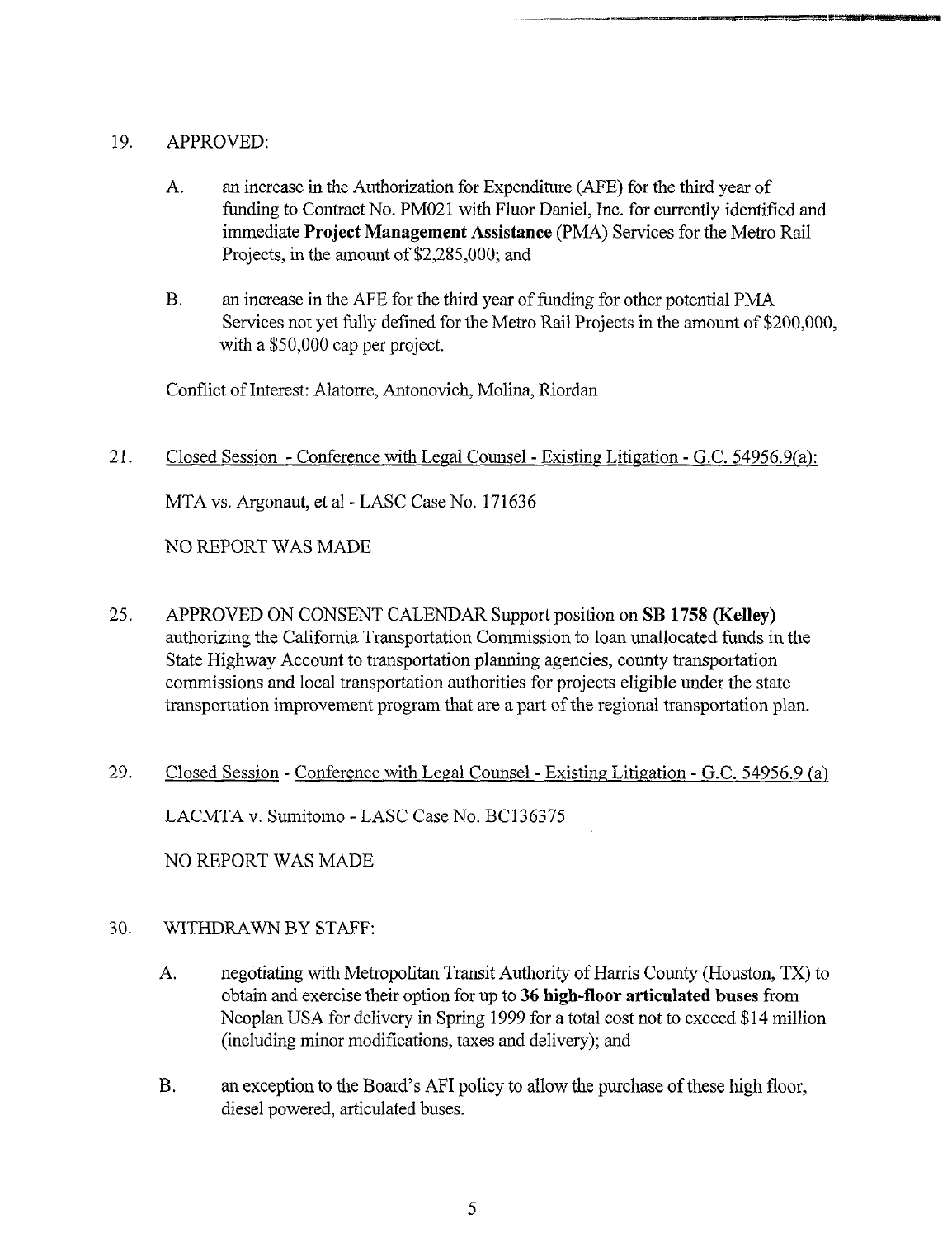19. APPROVED:

    A. an increase in the Authorization for Expenditure (AFE) for the third year of funding to Contract No. PM021 with Fluor Daniel, Inc. for currently identified and immediate **Project Management Assistance** (PMA) Services for the Metro Rail Projects, in the amount of $2,285,000; and

    B. an increase in the AFE for the third year of funding for other potential PMA Services not yet fully defined for the Metro Rail Projects in the amount of $200,000, with a $50,000 cap per project.

    Conflict of Interest: Alatorre, Antonovich, Molina, Riordan

21. Closed Session - Conference with Legal Counsel - Existing Litigation - G.C. 54956.9(a):

    MTA vs. Argonaut, et al - LASC Case No. 171636

    NO REPORT WAS MADE

25. APPROVED ON CONSENT CALENDAR Support position on **SB 1758 (Kelley)** authorizing the California Transportation Commission to loan unallocated funds in the State Highway Account to transportation planning agencies, county transportation commissions and local transportation authorities for projects eligible under the state transportation improvement program that are a part of the regional transportation plan.

29. Closed Session - Conference with Legal Counsel - Existing Litigation - G.C. 54956.9 (a)

    LACMTA v. Sumitomo - LASC Case No. BC136375

    NO REPORT WAS MADE

30. WITHDRAWN BY STAFF:

    A. negotiating with Metropolitan Transit Authority of Harris County (Houston, TX) to obtain and exercise their option for up to **36 high-floor articulated buses** from Neoplan USA for delivery in Spring 1999 for a total cost not to exceed $14 million (including minor modifications, taxes and delivery); and

    B. an exception to the Board's AFI policy to allow the purchase of these high floor, diesel powered, articulated buses.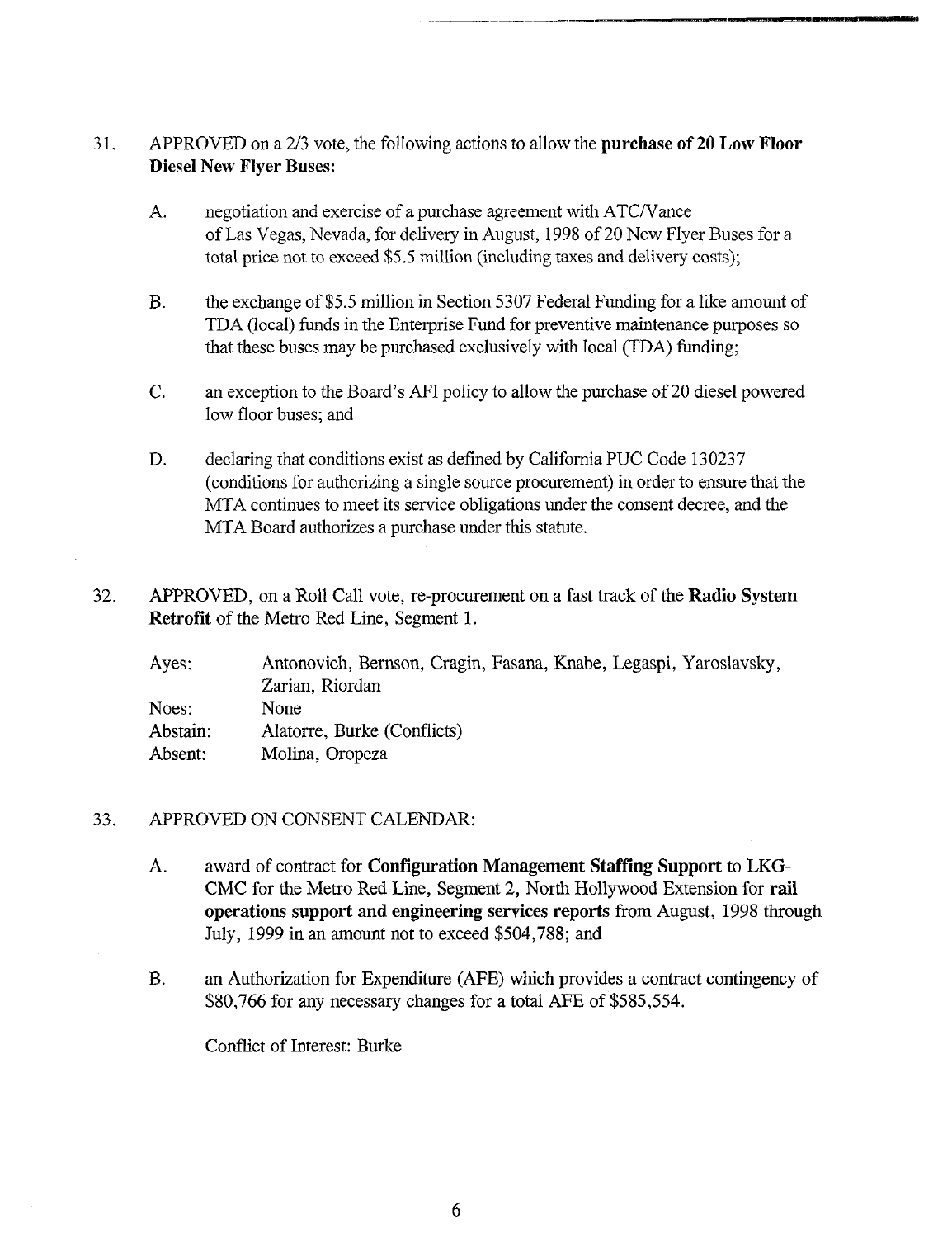31. APPROVED on a 2/3 vote, the following actions to allow the **purchase of 20 Low Floor Diesel New Flyer Buses:**

    A. negotiation and exercise of a purchase agreement with ATC/Vance of Las Vegas, Nevada, for delivery in August, 1998 of 20 New Flyer Buses for a total price not to exceed $5.5 million (including taxes and delivery costs);

    B. the exchange of $5.5 million in Section 5307 Federal Funding for a like amount of TDA (local) funds in the Enterprise Fund for preventive maintenance purposes so that these buses may be purchased exclusively with local (TDA) funding;

    C. an exception to the Board's AFI policy to allow the purchase of 20 diesel powered low floor buses; and

    D. declaring that conditions exist as defined by California PUC Code 130237 (conditions for authorizing a single source procurement) in order to ensure that the MTA continues to meet its service obligations under the consent decree, and the MTA Board authorizes a purchase under this statute.

32. APPROVED, on a Roll Call vote, re-procurement on a fast track of the **Radio System Retrofit** of the Metro Red Line, Segment 1.

    | | |
    |---|---|
    | Ayes: | Antonovich, Bernson, Cragin, Fasana, Knabe, Legaspi, Yaroslavsky, Zarian, Riordan |
    | Noes: | None |
    | Abstain: | Alatorre, Burke (Conflicts) |
    | Absent: | Molina, Oropeza |

33. APPROVED ON CONSENT CALENDAR:

    A. award of contract for **Configuration Management Staffing Support** to LKG-CMC for the Metro Red Line, Segment 2, North Hollywood Extension for **rail operations support and engineering services reports** from August, 1998 through July, 1999 in an amount not to exceed $504,788; and

    B. an Authorization for Expenditure (AFE) which provides a contract contingency of $80,766 for any necessary changes for a total AFE of $585,554.

    Conflict of Interest: Burke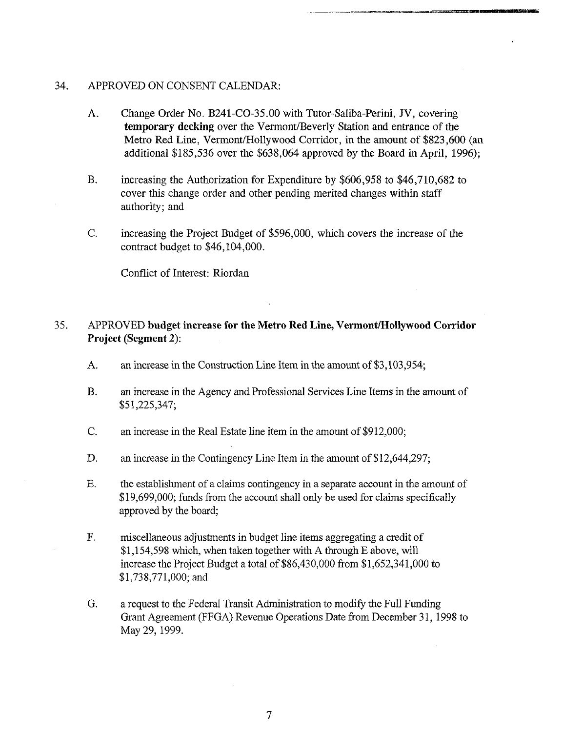34. APPROVED ON CONSENT CALENDAR:

    A. Change Order No. B241-CO-35.00 with Tutor-Saliba-Perini, JV, covering **temporary decking** over the Vermont/Beverly Station and entrance of the Metro Red Line, Vermont/Hollywood Corridor, in the amount of $823,600 (an additional $185,536 over the $638,064 approved by the Board in April, 1996);

    B. increasing the Authorization for Expenditure by $606,958 to $46,710,682 to cover this change order and other pending merited changes within staff authority; and

    C. increasing the Project Budget of $596,000, which covers the increase of the contract budget to $46,104,000.

    Conflict of Interest: Riordan

35. APPROVED **budget increase for the Metro Red Line, Vermont/Hollywood Corridor Project (Segment 2)**:

    A. an increase in the Construction Line Item in the amount of $3,103,954;

    B. an increase in the Agency and Professional Services Line Items in the amount of $51,225,347;

    C. an increase in the Real Estate line item in the amount of $912,000;

    D. an increase in the Contingency Line Item in the amount of $12,644,297;

    E. the establishment of a claims contingency in a separate account in the amount of $19,699,000; funds from the account shall only be used for claims specifically approved by the board;

    F. miscellaneous adjustments in budget line items aggregating a credit of $1,154,598 which, when taken together with A through E above, will increase the Project Budget a total of $86,430,000 from $1,652,341,000 to $1,738,771,000; and

    G. a request to the Federal Transit Administration to modify the Full Funding Grant Agreement (FFGA) Revenue Operations Date from December 31, 1998 to May 29, 1999.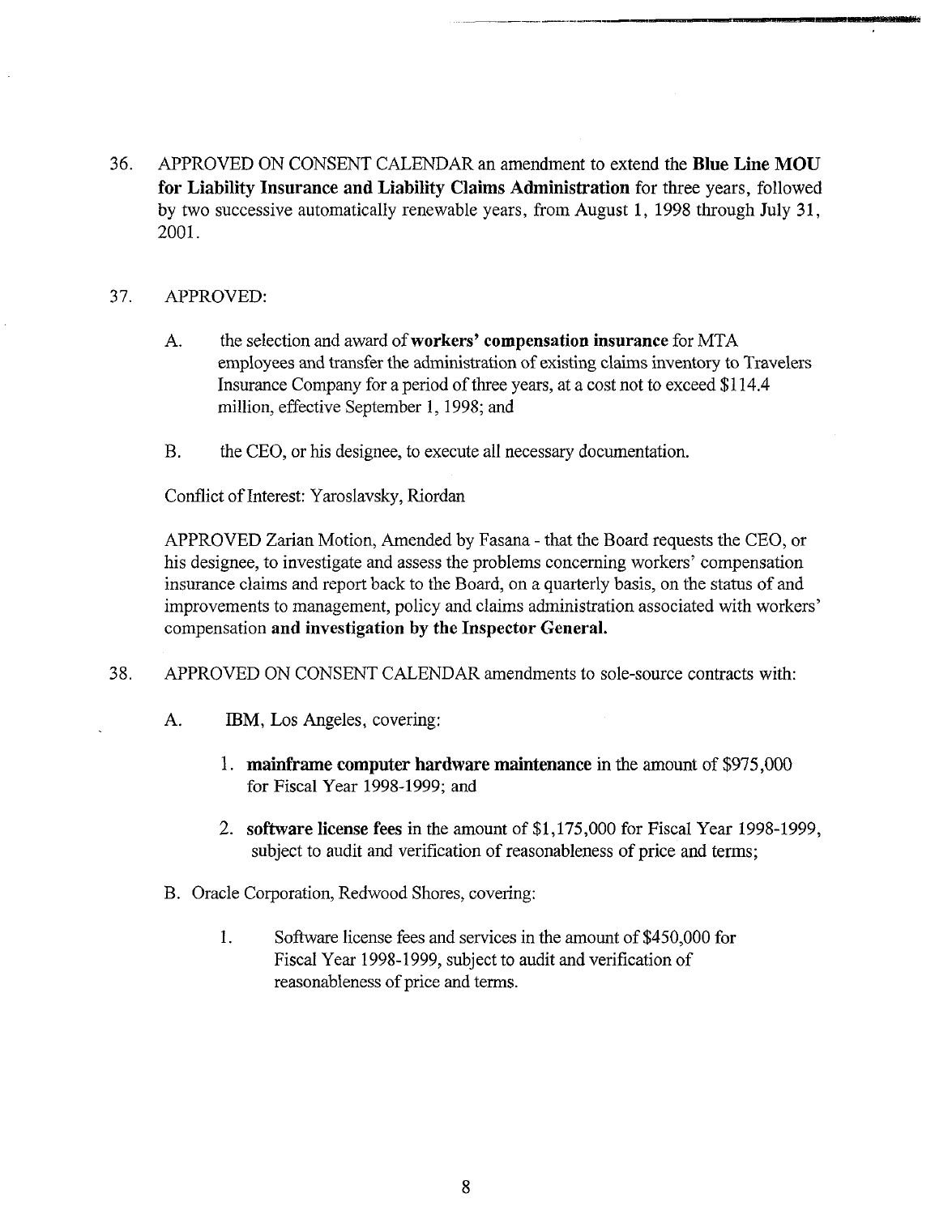36. APPROVED ON CONSENT CALENDAR an amendment to extend the **Blue Line MOU for Liability Insurance and Liability Claims Administration** for three years, followed by two successive automatically renewable years, from August 1, 1998 through July 31, 2001.

37. APPROVED:

    A. the selection and award of **workers' compensation insurance** for MTA employees and transfer the administration of existing claims inventory to Travelers Insurance Company for a period of three years, at a cost not to exceed $114.4 million, effective September 1, 1998; and

    B. the CEO, or his designee, to execute all necessary documentation.

    Conflict of Interest: Yaroslavsky, Riordan

    APPROVED Zarian Motion, Amended by Fasana - that the Board requests the CEO, or his designee, to investigate and assess the problems concerning workers' compensation insurance claims and report back to the Board, on a quarterly basis, on the status of and improvements to management, policy and claims administration associated with workers' compensation **and investigation by the Inspector General.**

38. APPROVED ON CONSENT CALENDAR amendments to sole-source contracts with:

    A. IBM, Los Angeles, covering:

        1. **mainframe computer hardware maintenance** in the amount of $975,000 for Fiscal Year 1998-1999; and

        2. **software license fees** in the amount of $1,175,000 for Fiscal Year 1998-1999, subject to audit and verification of reasonableness of price and terms;

    B. Oracle Corporation, Redwood Shores, covering:

        1. Software license fees and services in the amount of $450,000 for Fiscal Year 1998-1999, subject to audit and verification of reasonableness of price and terms.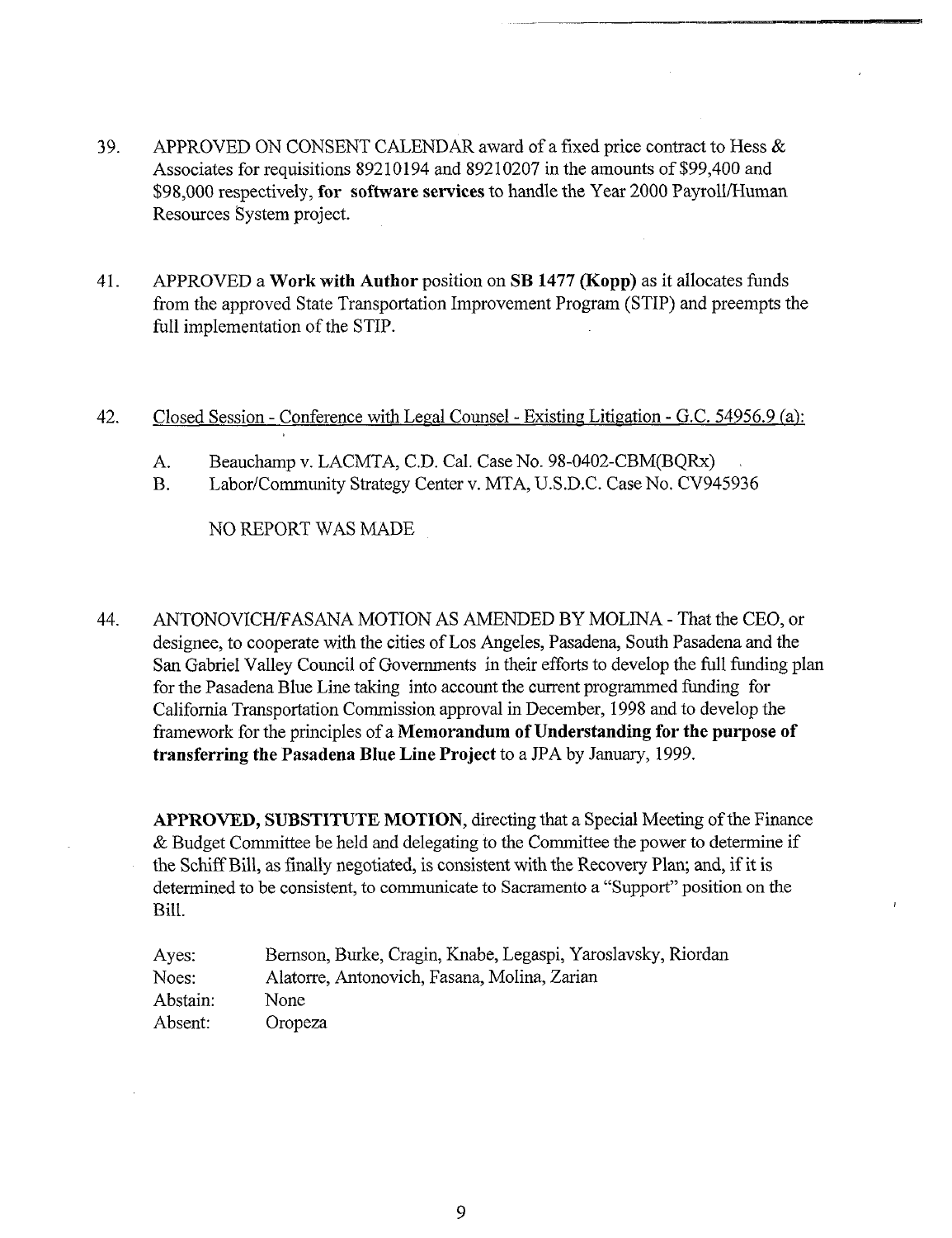39. APPROVED ON CONSENT CALENDAR award of a fixed price contract to Hess & Associates for requisitions 89210194 and 89210207 in the amounts of $99,400 and $98,000 respectively, **for software services** to handle the Year 2000 Payroll/Human Resources System project.

41. APPROVED a **Work with Author** position on **SB 1477 (Kopp)** as it allocates funds from the approved State Transportation Improvement Program (STIP) and preempts the full implementation of the STIP.

42. <u>Closed Session - Conference with Legal Counsel - Existing Litigation - G.C. 54956.9 (a):</u>

    A. Beauchamp v. LACMTA, C.D. Cal. Case No. 98-0402-CBM(BQRx)
    
    B. Labor/Community Strategy Center v. MTA, U.S.D.C. Case No. CV945936

    NO REPORT WAS MADE

44. ANTONOVICH/FASANA MOTION AS AMENDED BY MOLINA - That the CEO, or designee, to cooperate with the cities of Los Angeles, Pasadena, South Pasadena and the San Gabriel Valley Council of Governments in their efforts to develop the full funding plan for the Pasadena Blue Line taking into account the current programmed funding for California Transportation Commission approval in December, 1998 and to develop the framework for the principles of a **Memorandum of Understanding for the purpose of transferring the Pasadena Blue Line Project** to a JPA by January, 1999.

    **APPROVED, SUBSTITUTE MOTION**, directing that a Special Meeting of the Finance & Budget Committee be held and delegating to the Committee the power to determine if the Schiff Bill, as finally negotiated, is consistent with the Recovery Plan; and, if it is determined to be consistent, to communicate to Sacramento a "Support" position on the Bill.

| | |
|---|---|
| Ayes: | Bernson, Burke, Cragin, Knabe, Legaspi, Yaroslavsky, Riordan |
| Noes: | Alatorre, Antonovich, Fasana, Molina, Zarian |
| Abstain: | None |
| Absent: | Oropeza |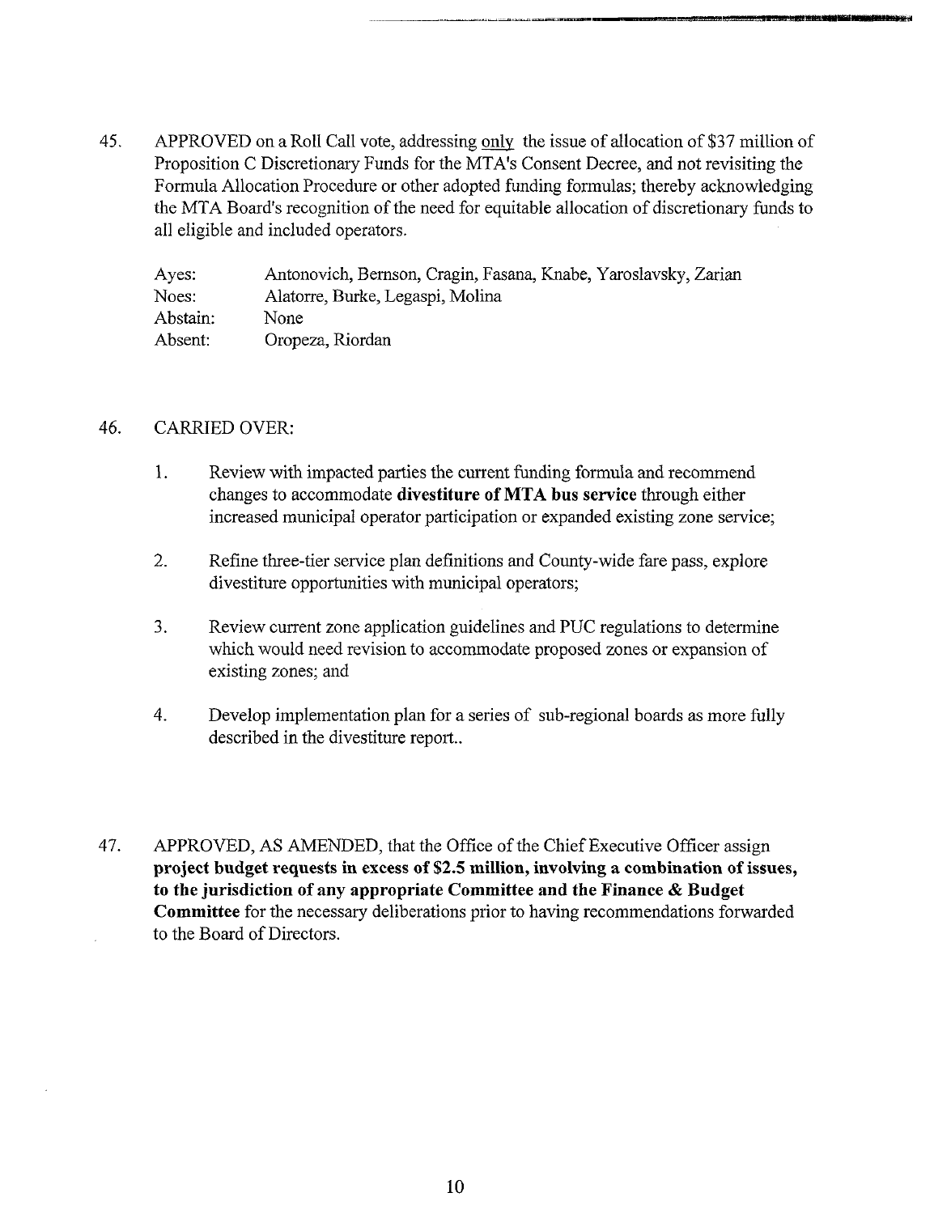45. APPROVED on a Roll Call vote, addressing <u>only</u> the issue of allocation of $37 million of Proposition C Discretionary Funds for the MTA's Consent Decree, and not revisiting the Formula Allocation Procedure or other adopted funding formulas; thereby acknowledging the MTA Board's recognition of the need for equitable allocation of discretionary funds to all eligible and included operators.

| | |
|---|---|
| Ayes: | Antonovich, Bernson, Cragin, Fasana, Knabe, Yaroslavsky, Zarian |
| Noes: | Alatorre, Burke, Legaspi, Molina |
| Abstain: | None |
| Absent: | Oropeza, Riordan |

46. CARRIED OVER:

   1. Review with impacted parties the current funding formula and recommend changes to accommodate **divestiture of MTA bus service** through either increased municipal operator participation or expanded existing zone service;

   2. Refine three-tier service plan definitions and County-wide fare pass, explore divestiture opportunities with municipal operators;

   3. Review current zone application guidelines and PUC regulations to determine which would need revision to accommodate proposed zones or expansion of existing zones; and

   4. Develop implementation plan for a series of sub-regional boards as more fully described in the divestiture report..

47. APPROVED, AS AMENDED, that the Office of the Chief Executive Officer assign **project budget requests in excess of $2.5 million, involving a combination of issues, to the jurisdiction of any appropriate Committee and the Finance & Budget Committee** for the necessary deliberations prior to having recommendations forwarded to the Board of Directors.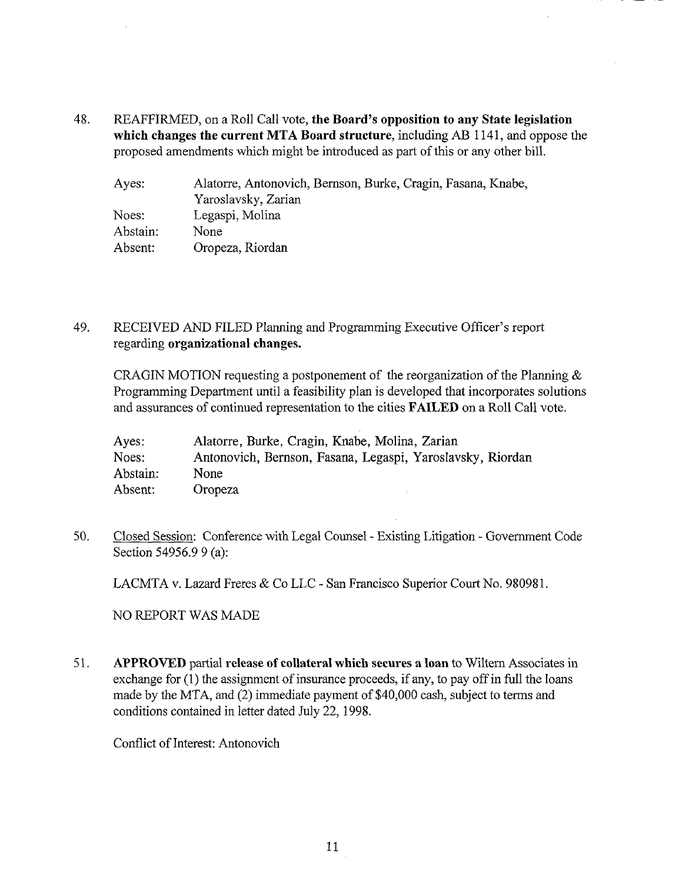48. REAFFIRMED, on a Roll Call vote, **the Board's opposition to any State legislation which changes the current MTA Board structure**, including AB 1141, and oppose the proposed amendments which might be introduced as part of this or any other bill.

| | |
|---|---|
| Ayes: | Alatorre, Antonovich, Bernson, Burke, Cragin, Fasana, Knabe, Yaroslavsky, Zarian |
| Noes: | Legaspi, Molina |
| Abstain: | None |
| Absent: | Oropeza, Riordan |

49. RECEIVED AND FILED Planning and Programming Executive Officer's report regarding **organizational changes.**

    CRAGIN MOTION requesting a postponement of the reorganization of the Planning & Programming Department until a feasibility plan is developed that incorporates solutions and assurances of continued representation to the cities **FAILED** on a Roll Call vote.

| | |
|---|---|
| Ayes: | Alatorre, Burke, Cragin, Knabe, Molina, Zarian |
| Noes: | Antonovich, Bernson, Fasana, Legaspi, Yaroslavsky, Riordan |
| Abstain: | None |
| Absent: | Oropeza |

50. Closed Session: Conference with Legal Counsel - Existing Litigation - Government Code Section 54956.9 9 (a):

    LACMTA v. Lazard Freres & Co LLC - San Francisco Superior Court No. 980981.

    NO REPORT WAS MADE

51. **APPROVED** partial **release of collateral which secures a loan** to Wiltern Associates in exchange for (1) the assignment of insurance proceeds, if any, to pay off in full the loans made by the MTA, and (2) immediate payment of $40,000 cash, subject to terms and conditions contained in letter dated July 22, 1998.

    Conflict of Interest: Antonovich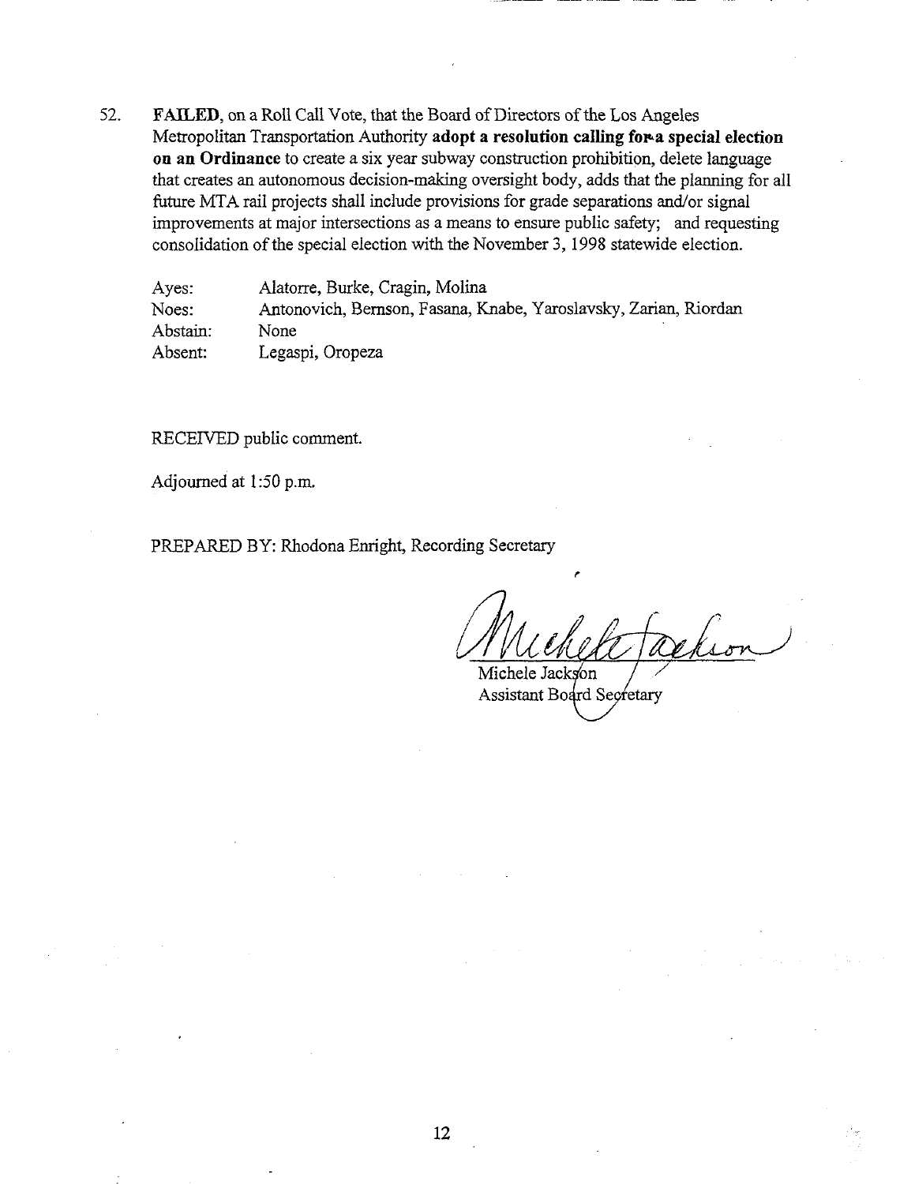52. **FAILED**, on a Roll Call Vote, that the Board of Directors of the Los Angeles Metropolitan Transportation Authority **adopt a resolution calling for a special election on an Ordinance** to create a six year subway construction prohibition, delete language that creates an autonomous decision-making oversight body, adds that the planning for all future MTA rail projects shall include provisions for grade separations and/or signal improvements at major intersections as a means to ensure public safety; and requesting consolidation of the special election with the November 3, 1998 statewide election.

| | |
|---|---|
| Ayes: | Alatorre, Burke, Cragin, Molina |
| Noes: | Antonovich, Bernson, Fasana, Knabe, Yaroslavsky, Zarian, Riordan |
| Abstain: | None |
| Absent: | Legaspi, Oropeza |

RECEIVED public comment.

Adjourned at 1:50 p.m.

PREPARED BY: Rhodona Enright, Recording Secretary

Michele Jackson
Assistant Board Secretary